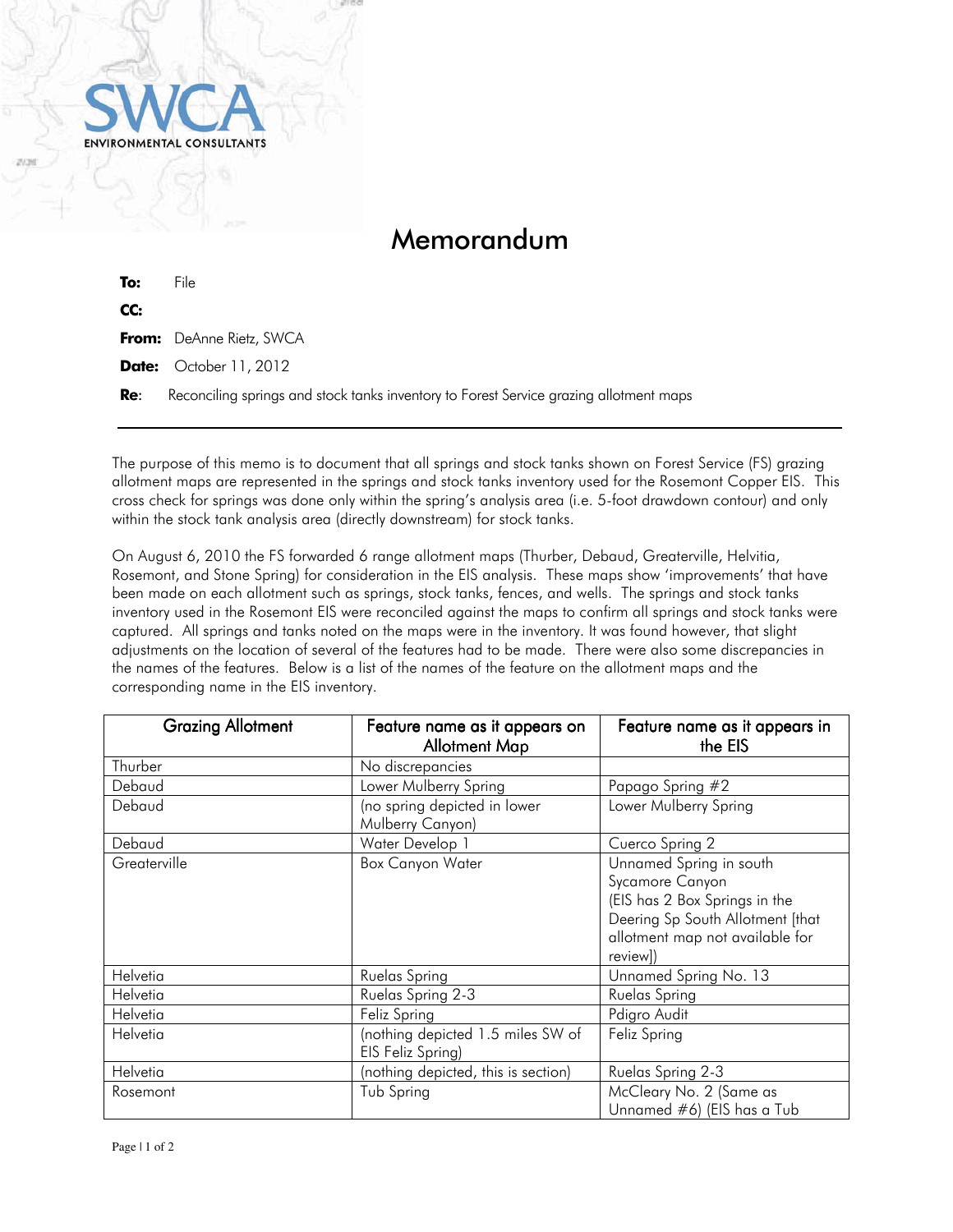SWCA ENVIRONMENTAL CONSULTANTS

# Memorandum

**To:** File

**CC:**

**From:** DeAnne Rietz, SWCA

**Date:** October 11, 2012

**Re:** Reconciling springs and stock tanks inventory to Forest Service grazing allotment maps

---

The purpose of this memo is to document that all springs and stock tanks shown on Forest Service (FS) grazing allotment maps are represented in the springs and stock tanks inventory used for the Rosemont Copper EIS. This cross check for springs was done only within the spring's analysis area (i.e. 5-foot drawdown contour) and only within the stock tank analysis area (directly downstream) for stock tanks.

On August 6, 2010 the FS forwarded 6 range allotment maps (Thurber, Debaud, Greaterville, Helvitia, Rosemont, and Stone Spring) for consideration in the EIS analysis. These maps show 'improvements' that have been made on each allotment such as springs, stock tanks, fences, and wells. The springs and stock tanks inventory used in the Rosemont EIS were reconciled against the maps to confirm all springs and stock tanks were captured. All springs and tanks noted on the maps were in the inventory. It was found however, that slight adjustments on the location of several of the features had to be made. There were also some discrepancies in the names of the features. Below is a list of the names of the feature on the allotment maps and the corresponding name in the EIS inventory.

| Grazing Allotment | Feature name as it appears on Allotment Map | Feature name as it appears in the EIS |
|---|---|---|
| Thurber | No discrepancies | |
| Debaud | Lower Mulberry Spring | Papago Spring #2 |
| Debaud | (no spring depicted in lower Mulberry Canyon) | Lower Mulberry Spring |
| Debaud | Water Develop 1 | Cuerco Spring 2 |
| Greaterville | Box Canyon Water | Unnamed Spring in south Sycamore Canyon (EIS has 2 Box Springs in the Deering Sp South Allotment [that allotment map not available for review]) |
| Helvetia | Ruelas Spring | Unnamed Spring No. 13 |
| Helvetia | Ruelas Spring 2-3 | Ruelas Spring |
| Helvetia | Feliz Spring | Pdigro Audit |
| Helvetia | (nothing depicted 1.5 miles SW of EIS Feliz Spring) | Feliz Spring |
| Helvetia | (nothing depicted, this is section) | Ruelas Spring 2-3 |
| Rosemont | Tub Spring | McCleary No. 2 (Same as Unnamed #6) (EIS has a Tub |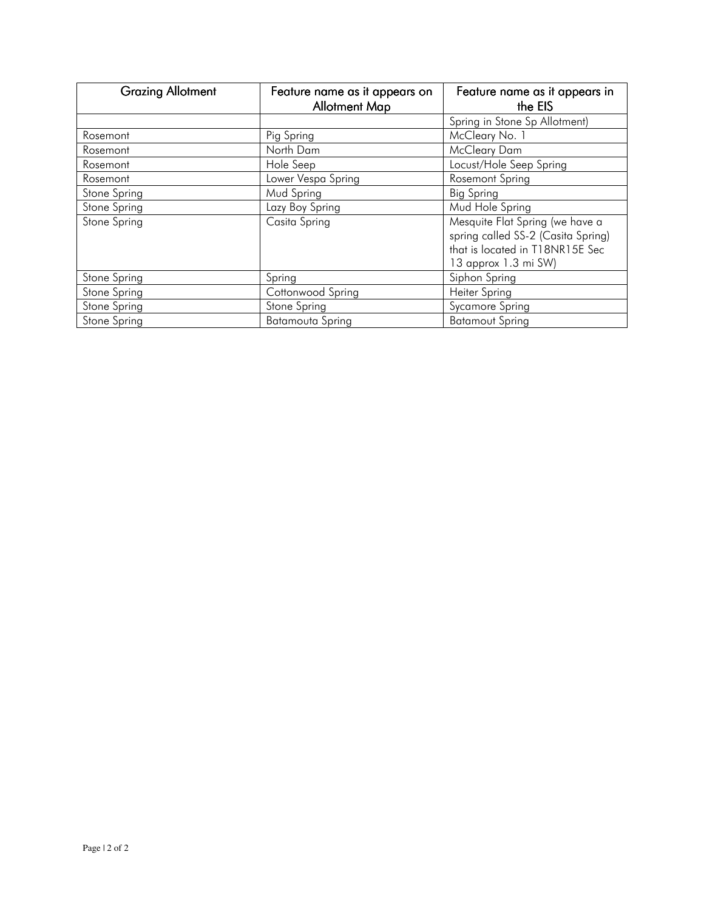| Grazing Allotment | Feature name as it appears on Allotment Map | Feature name as it appears in the EIS |
|---|---|---|
| | | Spring in Stone Sp Allotment) |
| Rosemont | Pig Spring | McCleary No. 1 |
| Rosemont | North Dam | McCleary Dam |
| Rosemont | Hole Seep | Locust/Hole Seep Spring |
| Rosemont | Lower Vespa Spring | Rosemont Spring |
| Stone Spring | Mud Spring | Big Spring |
| Stone Spring | Lazy Boy Spring | Mud Hole Spring |
| Stone Spring | Casita Spring | Mesquite Flat Spring (we have a spring called SS-2 (Casita Spring) that is located in T18NR15E Sec 13 approx 1.3 mi SW) |
| Stone Spring | Spring | Siphon Spring |
| Stone Spring | Cottonwood Spring | Heiter Spring |
| Stone Spring | Stone Spring | Sycamore Spring |
| Stone Spring | Batamouta Spring | Batamout Spring |